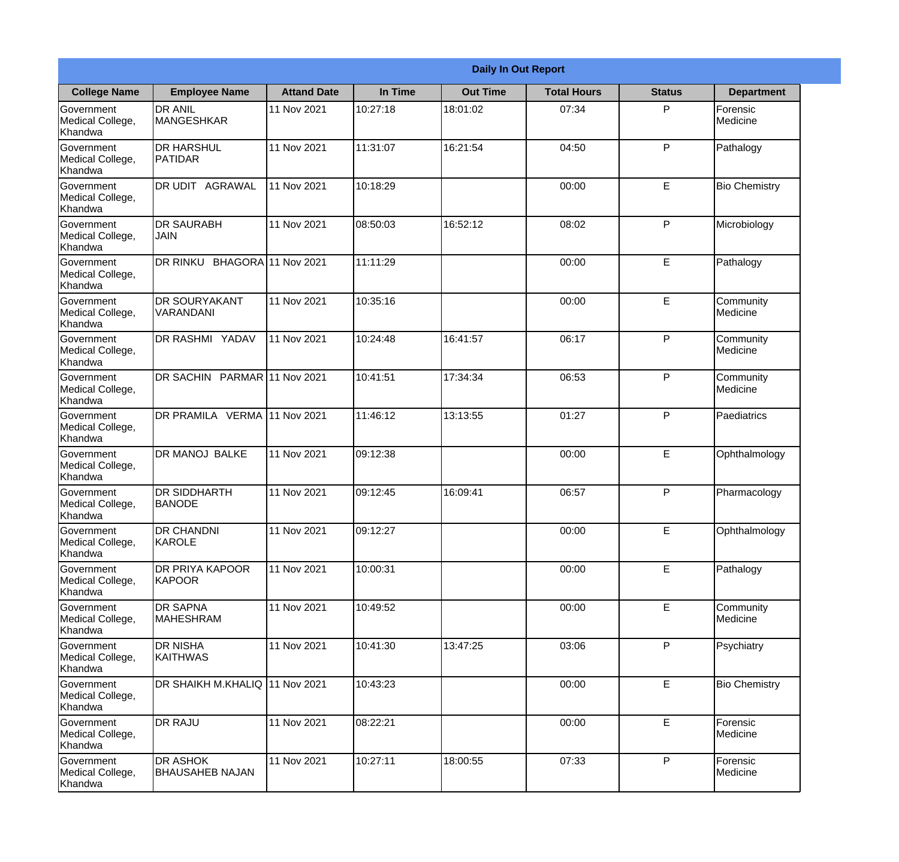| Daily In Out Report | | | | | | | |
|---|---|---|---|---|---|---|---|
| **College Name** | **Employee Name** | **Attand Date** | **In Time** | **Out Time** | **Total Hours** | **Status** | **Department** |
| Government Medical College, Khandwa | DR ANIL MANGESHKAR | 11 Nov 2021 | 10:27:18 | 18:01:02 | 07:34 | P | Forensic Medicine |
| Government Medical College, Khandwa | DR HARSHUL PATIDAR | 11 Nov 2021 | 11:31:07 | 16:21:54 | 04:50 | P | Pathalogy |
| Government Medical College, Khandwa | DR UDIT AGRAWAL | 11 Nov 2021 | 10:18:29 | | 00:00 | E | Bio Chemistry |
| Government Medical College, Khandwa | DR SAURABH JAIN | 11 Nov 2021 | 08:50:03 | 16:52:12 | 08:02 | P | Microbiology |
| Government Medical College, Khandwa | DR RINKU BHAGORA | 11 Nov 2021 | 11:11:29 | | 00:00 | E | Pathalogy |
| Government Medical College, Khandwa | DR SOURYAKANT VARANDANI | 11 Nov 2021 | 10:35:16 | | 00:00 | E | Community Medicine |
| Government Medical College, Khandwa | DR RASHMI YADAV | 11 Nov 2021 | 10:24:48 | 16:41:57 | 06:17 | P | Community Medicine |
| Government Medical College, Khandwa | DR SACHIN PARMAR | 11 Nov 2021 | 10:41:51 | 17:34:34 | 06:53 | P | Community Medicine |
| Government Medical College, Khandwa | DR PRAMILA VERMA | 11 Nov 2021 | 11:46:12 | 13:13:55 | 01:27 | P | Paediatrics |
| Government Medical College, Khandwa | DR MANOJ BALKE | 11 Nov 2021 | 09:12:38 | | 00:00 | E | Ophthalmology |
| Government Medical College, Khandwa | DR SIDDHARTH BANODE | 11 Nov 2021 | 09:12:45 | 16:09:41 | 06:57 | P | Pharmacology |
| Government Medical College, Khandwa | DR CHANDNI KAROLE | 11 Nov 2021 | 09:12:27 | | 00:00 | E | Ophthalmology |
| Government Medical College, Khandwa | DR PRIYA KAPOOR KAPOOR | 11 Nov 2021 | 10:00:31 | | 00:00 | E | Pathalogy |
| Government Medical College, Khandwa | DR SAPNA MAHESHRAM | 11 Nov 2021 | 10:49:52 | | 00:00 | E | Community Medicine |
| Government Medical College, Khandwa | DR NISHA KAITHWAS | 11 Nov 2021 | 10:41:30 | 13:47:25 | 03:06 | P | Psychiatry |
| Government Medical College, Khandwa | DR SHAIKH M.KHALIQ | 11 Nov 2021 | 10:43:23 | | 00:00 | E | Bio Chemistry |
| Government Medical College, Khandwa | DR RAJU | 11 Nov 2021 | 08:22:21 | | 00:00 | E | Forensic Medicine |
| Government Medical College, Khandwa | DR ASHOK BHAUSAHEB NAJAN | 11 Nov 2021 | 10:27:11 | 18:00:55 | 07:33 | P | Forensic Medicine |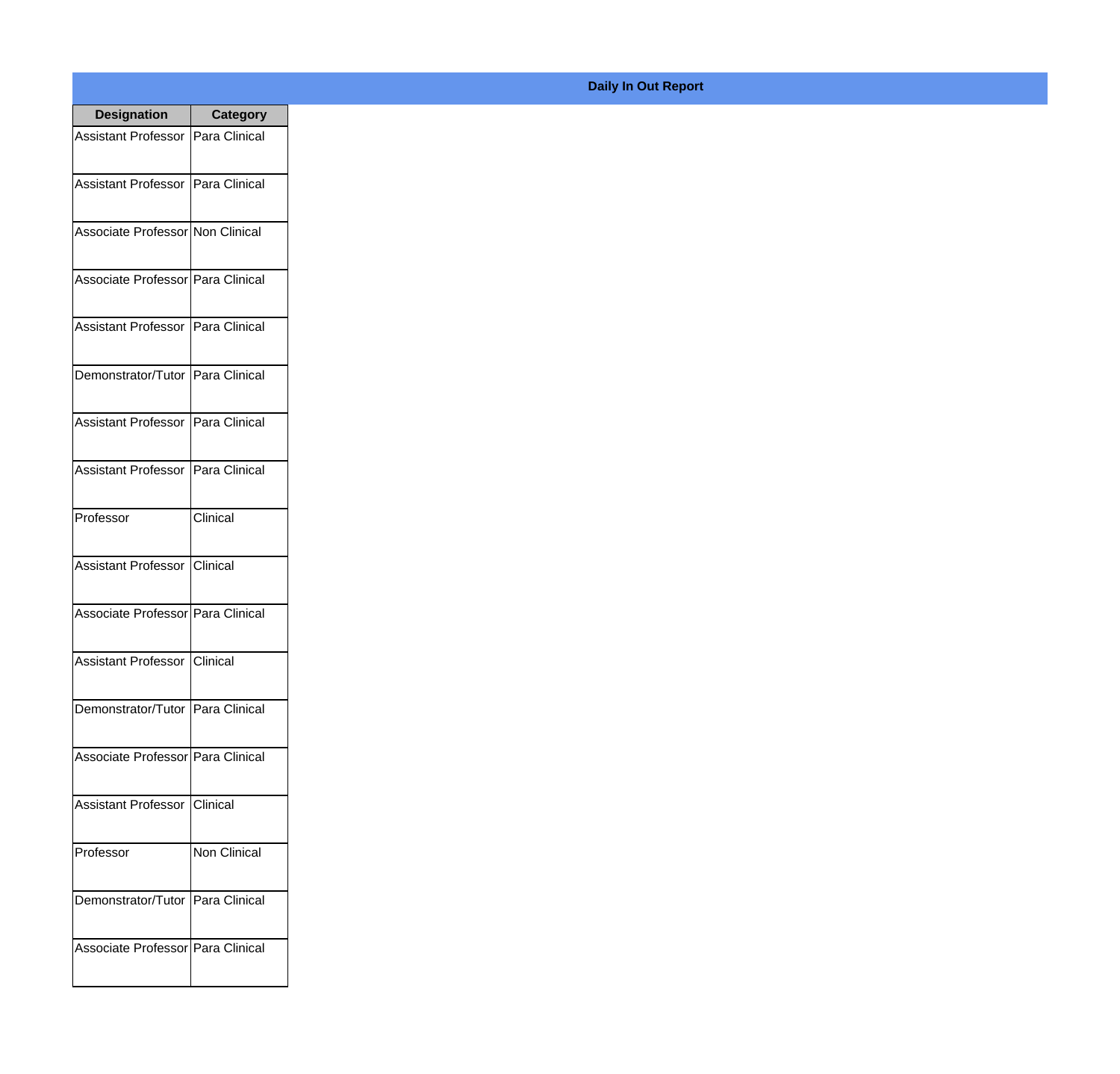**Daily In Out Report**

| Designation | Category |
|---|---|
| Assistant Professor | Para Clinical |
| Assistant Professor | Para Clinical |
| Associate Professor | Non Clinical |
| Associate Professor | Para Clinical |
| Assistant Professor | Para Clinical |
| Demonstrator/Tutor | Para Clinical |
| Assistant Professor | Para Clinical |
| Assistant Professor | Para Clinical |
| Professor | Clinical |
| Assistant Professor | Clinical |
| Associate Professor | Para Clinical |
| Assistant Professor | Clinical |
| Demonstrator/Tutor | Para Clinical |
| Associate Professor | Para Clinical |
| Assistant Professor | Clinical |
| Professor | Non Clinical |
| Demonstrator/Tutor | Para Clinical |
| Associate Professor | Para Clinical |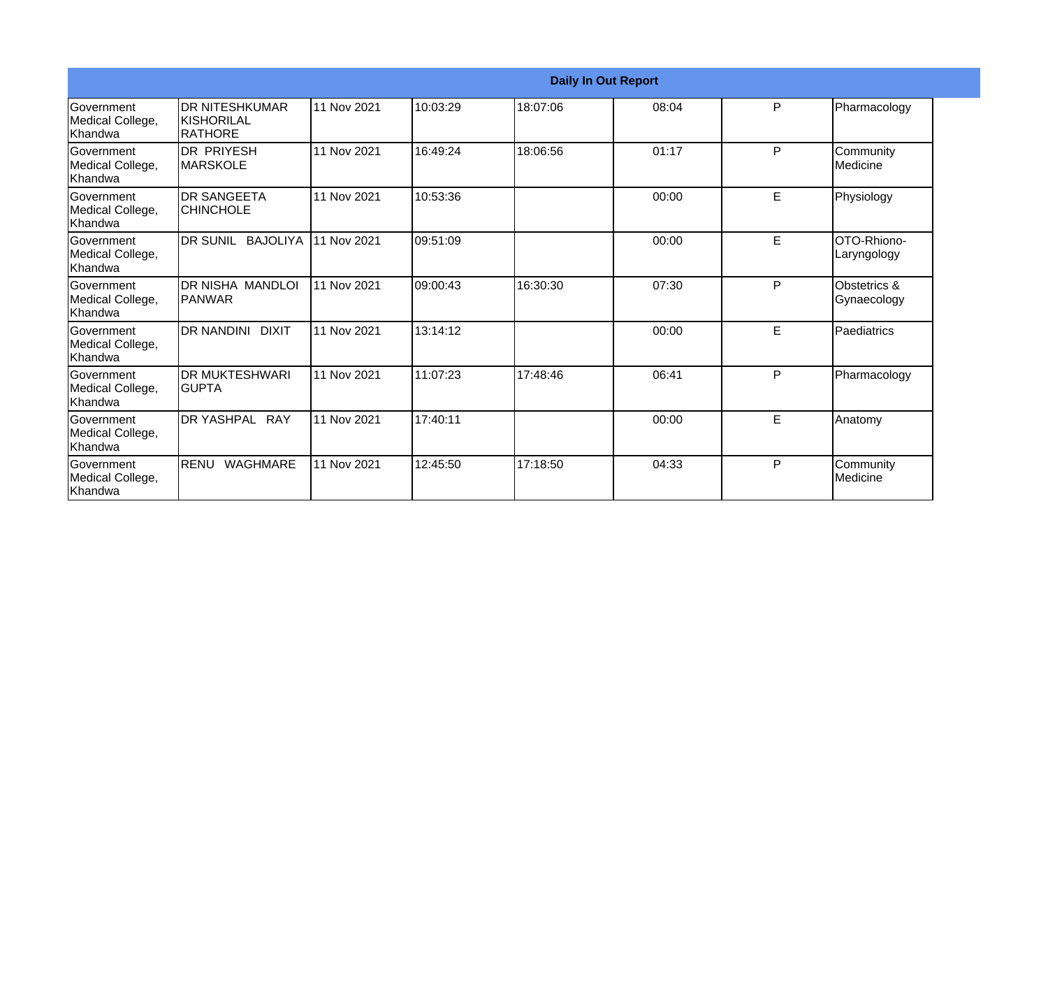| Daily In Out Report | | | | | | | |
|---|---|---|---|---|---|---|---|
| Government Medical College, Khandwa | DR NITESHKUMAR KISHORILAL RATHORE | 11 Nov 2021 | 10:03:29 | 18:07:06 | 08:04 | P | Pharmacology |
| Government Medical College, Khandwa | DR PRIYESH MARSKOLE | 11 Nov 2021 | 16:49:24 | 18:06:56 | 01:17 | P | Community Medicine |
| Government Medical College, Khandwa | DR SANGEETA CHINCHOLE | 11 Nov 2021 | 10:53:36 | | 00:00 | E | Physiology |
| Government Medical College, Khandwa | DR SUNIL BAJOLIYA | 11 Nov 2021 | 09:51:09 | | 00:00 | E | OTO-Rhiono-Laryngology |
| Government Medical College, Khandwa | DR NISHA MANDLOI PANWAR | 11 Nov 2021 | 09:00:43 | 16:30:30 | 07:30 | P | Obstetrics & Gynaecology |
| Government Medical College, Khandwa | DR NANDINI DIXIT | 11 Nov 2021 | 13:14:12 | | 00:00 | E | Paediatrics |
| Government Medical College, Khandwa | DR MUKTESHWARI GUPTA | 11 Nov 2021 | 11:07:23 | 17:48:46 | 06:41 | P | Pharmacology |
| Government Medical College, Khandwa | DR YASHPAL RAY | 11 Nov 2021 | 17:40:11 | | 00:00 | E | Anatomy |
| Government Medical College, Khandwa | RENU WAGHMARE | 11 Nov 2021 | 12:45:50 | 17:18:50 | 04:33 | P | Community Medicine |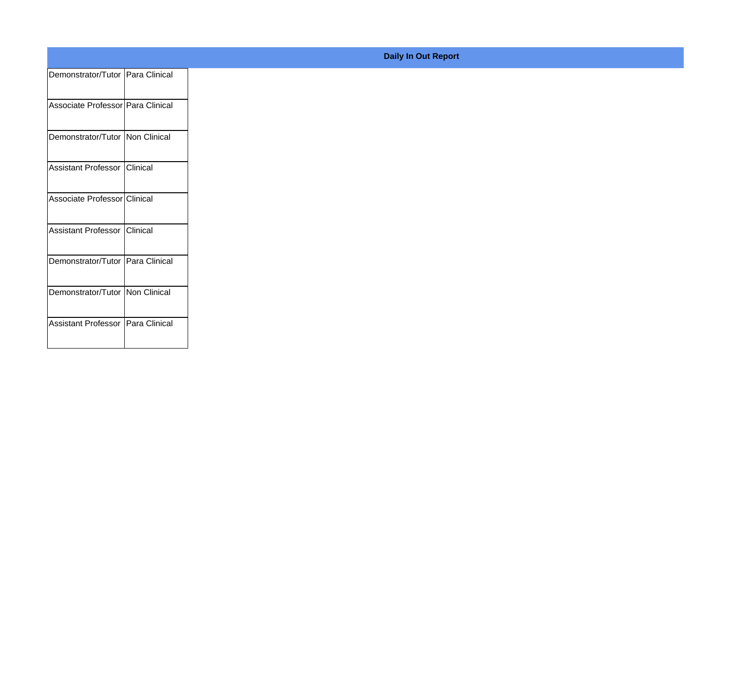**Daily In Out Report**

| | |
|---|---|
| Demonstrator/Tutor | Para Clinical |
| Associate Professor | Para Clinical |
| Demonstrator/Tutor | Non Clinical |
| Assistant Professor | Clinical |
| Associate Professor | Clinical |
| Assistant Professor | Clinical |
| Demonstrator/Tutor | Para Clinical |
| Demonstrator/Tutor | Non Clinical |
| Assistant Professor | Para Clinical |